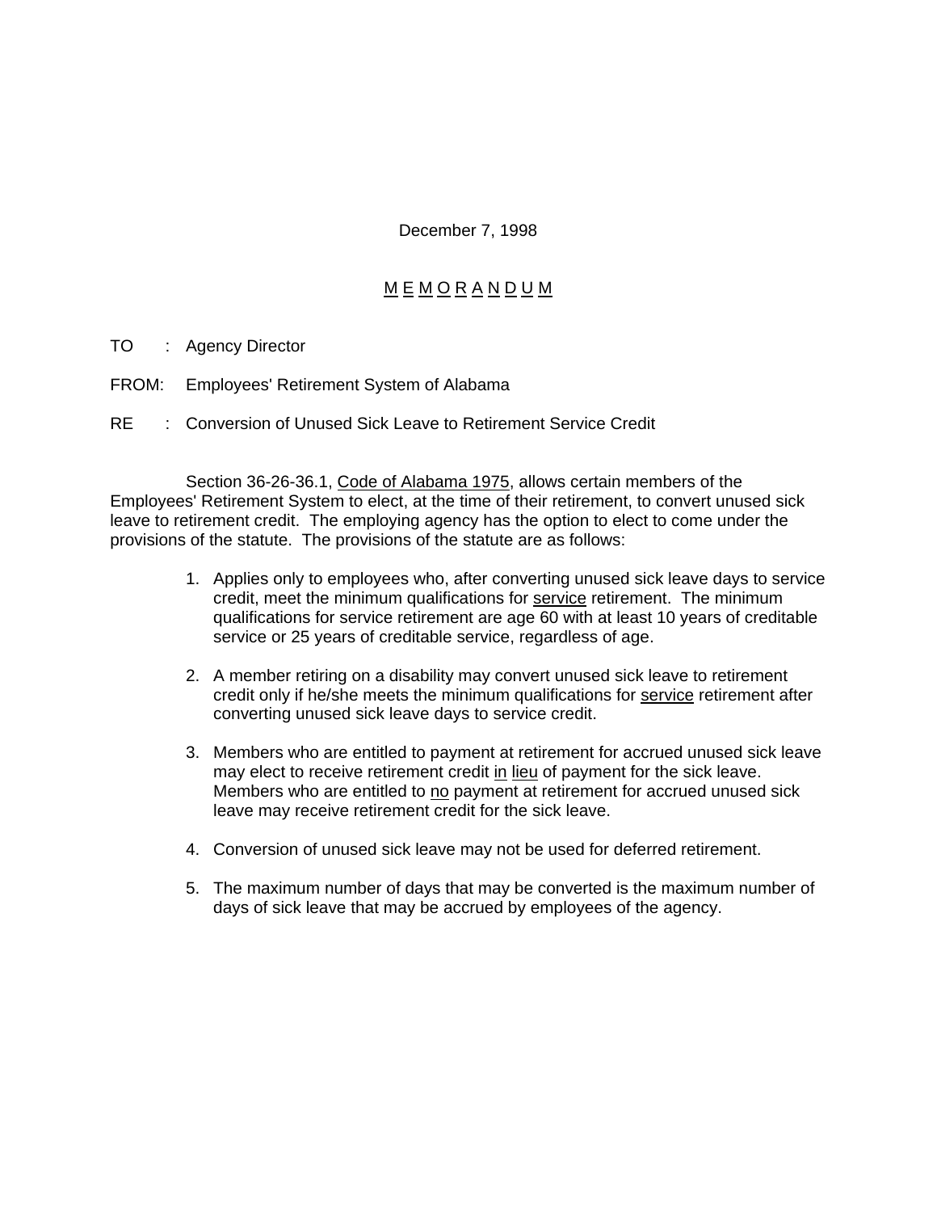December 7, 1998

# MEMORANDUM

TO : Agency Director

FROM: Employees' Retirement System of Alabama

RE : Conversion of Unused Sick Leave to Retirement Service Credit

Section 36-26-36.1, Code of Alabama 1975, allows certain members of the Employees' Retirement System to elect, at the time of their retirement, to convert unused sick leave to retirement credit. The employing agency has the option to elect to come under the provisions of the statute. The provisions of the statute are as follows:

1. Applies only to employees who, after converting unused sick leave days to service credit, meet the minimum qualifications for service retirement. The minimum qualifications for service retirement are age 60 with at least 10 years of creditable service or 25 years of creditable service, regardless of age.

2. A member retiring on a disability may convert unused sick leave to retirement credit only if he/she meets the minimum qualifications for service retirement after converting unused sick leave days to service credit.

3. Members who are entitled to payment at retirement for accrued unused sick leave may elect to receive retirement credit in lieu of payment for the sick leave. Members who are entitled to no payment at retirement for accrued unused sick leave may receive retirement credit for the sick leave.

4. Conversion of unused sick leave may not be used for deferred retirement.

5. The maximum number of days that may be converted is the maximum number of days of sick leave that may be accrued by employees of the agency.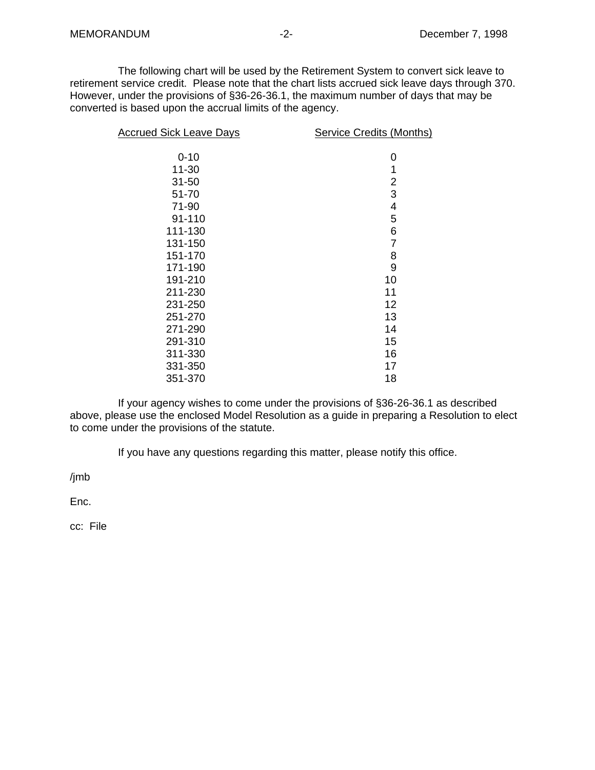The following chart will be used by the Retirement System to convert sick leave to retirement service credit. Please note that the chart lists accrued sick leave days through 370. However, under the provisions of §36-26-36.1, the maximum number of days that may be converted is based upon the accrual limits of the agency.

| Accrued Sick Leave Days | Service Credits (Months) |
|---|---|
| 0-10 | 0 |
| 11-30 | 1 |
| 31-50 | 2 |
| 51-70 | 3 |
| 71-90 | 4 |
| 91-110 | 5 |
| 111-130 | 6 |
| 131-150 | 7 |
| 151-170 | 8 |
| 171-190 | 9 |
| 191-210 | 10 |
| 211-230 | 11 |
| 231-250 | 12 |
| 251-270 | 13 |
| 271-290 | 14 |
| 291-310 | 15 |
| 311-330 | 16 |
| 331-350 | 17 |
| 351-370 | 18 |

If your agency wishes to come under the provisions of §36-26-36.1 as described above, please use the enclosed Model Resolution as a guide in preparing a Resolution to elect to come under the provisions of the statute.

If you have any questions regarding this matter, please notify this office.

/jmb

Enc.

cc: File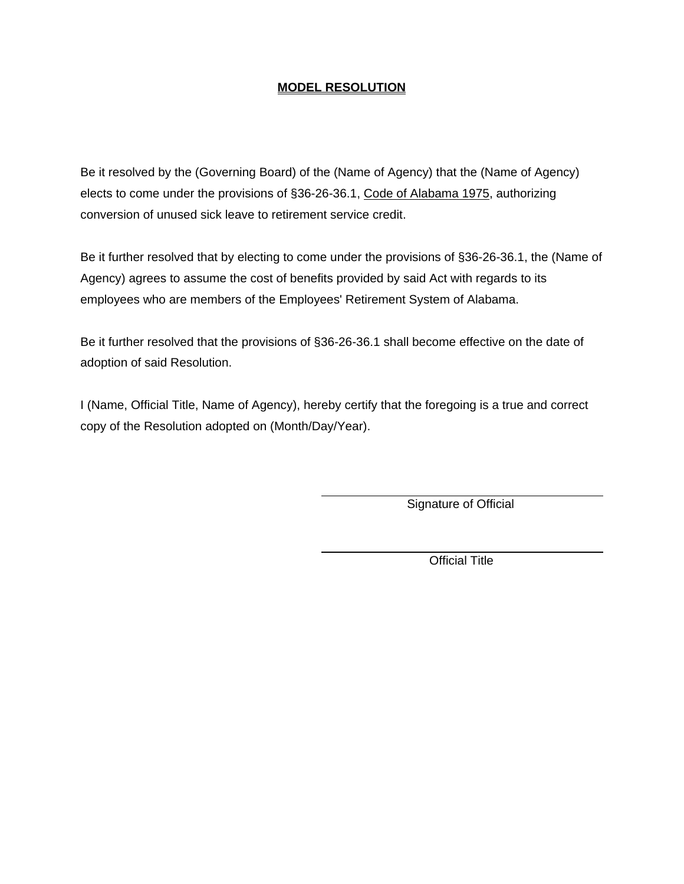# MODEL RESOLUTION

Be it resolved by the (Governing Board) of the (Name of Agency) that the (Name of Agency) elects to come under the provisions of §36-26-36.1, Code of Alabama 1975, authorizing conversion of unused sick leave to retirement service credit.

Be it further resolved that by electing to come under the provisions of §36-26-36.1, the (Name of Agency) agrees to assume the cost of benefits provided by said Act with regards to its employees who are members of the Employees' Retirement System of Alabama.

Be it further resolved that the provisions of §36-26-36.1 shall become effective on the date of adoption of said Resolution.

I (Name, Official Title, Name of Agency), hereby certify that the foregoing is a true and correct copy of the Resolution adopted on (Month/Day/Year).

\_\_\_\_\_\_\_\_\_\_\_\_\_\_\_\_\_\_\_\_\_\_\_\_\_\_\_\_\_\_\_\_\_\_\_\_\_\_\_\_
Signature of Official

\_\_\_\_\_\_\_\_\_\_\_\_\_\_\_\_\_\_\_\_\_\_\_\_\_\_\_\_\_\_\_\_\_\_\_\_\_\_\_\_
Official Title